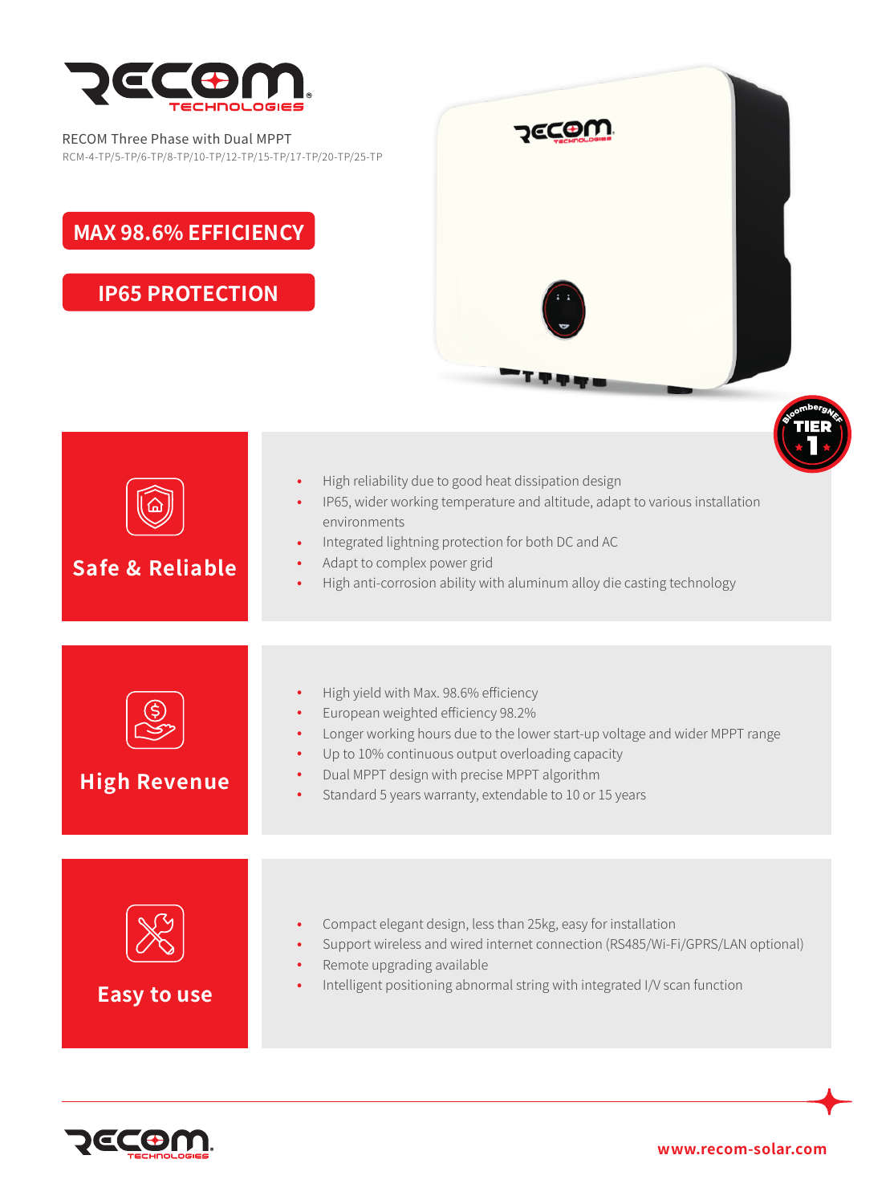# RECOM TECHNOLOGIES

RECOM Three Phase with Dual MPPT

RCM-4-TP/5-TP/6-TP/8-TP/10-TP/12-TP/15-TP/17-TP/20-TP/25-TP

**MAX 98.6% EFFICIENCY**

**IP65 PROTECTION**

## Safe & Reliable

- High reliability due to good heat dissipation design
- IP65, wider working temperature and altitude, adapt to various installation environments
- Integrated lightning protection for both DC and AC
- Adapt to complex power grid
- High anti-corrosion ability with aluminum alloy die casting technology

## High Revenue

- High yield with Max. 98.6% efficiency
- European weighted efficiency 98.2%
- Longer working hours due to the lower start-up voltage and wider MPPT range
- Up to 10% continuous output overloading capacity
- Dual MPPT design with precise MPPT algorithm
- Standard 5 years warranty, extendable to 10 or 15 years

## Easy to use

- Compact elegant design, less than 25kg, easy for installation
- Support wireless and wired internet connection (RS485/Wi-Fi/GPRS/LAN optional)
- Remote upgrading available
- Intelligent positioning abnormal string with integrated I/V scan function

www.recom-solar.com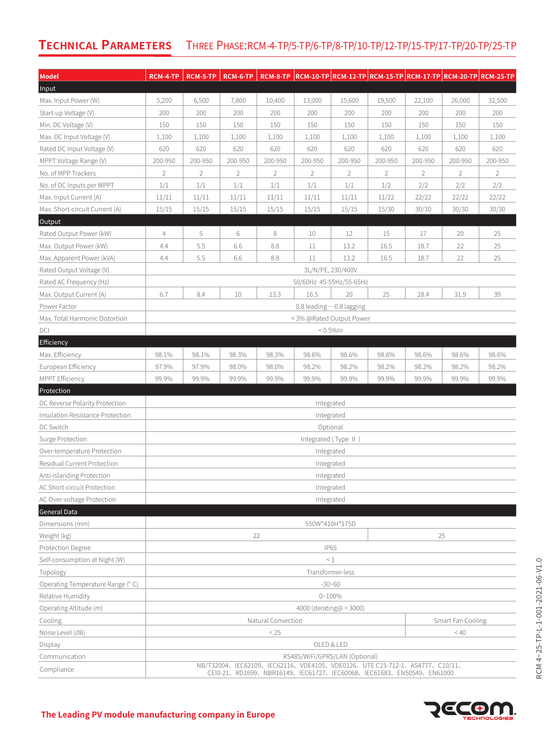# Technical Parameters

## Three Phase:RCM-4-TP/5-TP/6-TP/8-TP/10-TP/12-TP/15-TP/17-TP/20-TP/25-TP

| Model | RCM-4-TP | RCM-5-TP | RCM-6-TP | RCM-8-TP | RCM-10-TP | RCM-12-TP | RCM-15-TP | RCM-17-TP | RCM-20-TP | RCM-25-TP |
|---|---|---|---|---|---|---|---|---|---|---|
| **Input** | | | | | | | | | | |
| Max. Input Power (W) | 5,200 | 6,500 | 7,800 | 10,400 | 13,000 | 15,600 | 19,500 | 22,100 | 26,000 | 32,500 |
| Start-up Voltage (V) | 200 | 200 | 200 | 200 | 200 | 200 | 200 | 200 | 200 | 200 |
| Min. DC Voltage (V) | 150 | 150 | 150 | 150 | 150 | 150 | 150 | 150 | 150 | 150 |
| Max. DC Input Voltage (V) | 1,100 | 1,100 | 1,100 | 1,100 | 1,100 | 1,100 | 1,100 | 1,100 | 1,100 | 1,100 |
| Rated DC Input Voltage (V) | 620 | 620 | 620 | 620 | 620 | 620 | 620 | 620 | 620 | 620 |
| MPPT Voltage Range (V) | 200-950 | 200-950 | 200-950 | 200-950 | 200-950 | 200-950 | 200-950 | 200-950 | 200-950 | 200-950 |
| No. of MPP Trackers | 2 | 2 | 2 | 2 | 2 | 2 | 2 | 2 | 2 | 2 |
| No. of DC Inputs per MPPT | 1/1 | 1/1 | 1/1 | 1/1 | 1/1 | 1/1 | 1/2 | 2/2 | 2/2 | 2/2 |
| Max. Input Current (A) | 11/11 | 11/11 | 11/11 | 11/11 | 11/11 | 11/11 | 11/22 | 22/22 | 22/22 | 22/22 |
| Max. Short-circuit Current (A) | 15/15 | 15/15 | 15/15 | 15/15 | 15/15 | 15/15 | 15/30 | 30/30 | 30/30 | 30/30 |
| **Output** | | | | | | | | | | |
| Rated Output Power (kW) | 4 | 5 | 6 | 8 | 10 | 12 | 15 | 17 | 20 | 25 |
| Max. Output Power (kW) | 4.4 | 5.5 | 6.6 | 8.8 | 11 | 13.2 | 16.5 | 18.7 | 22 | 25 |
| Max. Apparent Power (kVA) | 4.4 | 5.5 | 6.6 | 8.8 | 11 | 13.2 | 16.5 | 18.7 | 22 | 25 |
| Rated Output Voltage (V) | 3L/N/PE, 230/400V | | | | | | | | | |
| Rated AC Frequency (Hz) | 50/60Hz 45-55Hz/55-65Hz | | | | | | | | | |
| Max. Output Current (A) | 6.7 | 8.4 | 10 | 13.3 | 16.5 | 20 | 25 | 28.4 | 31.9 | 39 |
| Power Factor | 0.8 leading …0.8 lagging | | | | | | | | | |
| Max. Total Harmonic Distortion | <3% @Rated Output Power | | | | | | | | | |
| DCI | <0.5%In | | | | | | | | | |
| **Efficiency** | | | | | | | | | | |
| Max. Efficiency | 98.1% | 98.1% | 98.3% | 98.3% | 98.6% | 98.6% | 98.6% | 98.6% | 98.6% | 98.6% |
| European Efficiency | 97.9% | 97.9% | 98.0% | 98.0% | 98.2% | 98.2% | 98.2% | 98.2% | 98.2% | 98.2% |
| MPPT Efficiency | 99.9% | 99.9% | 99.9% | 99.9% | 99.9% | 99.9% | 99.9% | 99.9% | 99.9% | 99.9% |
| **Protection** | | | | | | | | | | |
| DC Reverse Polarity Protection | Integrated | | | | | | | | | |
| Insulation Resistance Protection | Integrated | | | | | | | | | |
| DC Switch | Optional | | | | | | | | | |
| Surge Protection | Integrated ( Type II ) | | | | | | | | | |
| Over-temperature Protection | Integrated | | | | | | | | | |
| Residual Current Protection | Integrated | | | | | | | | | |
| Anti-islanding Protection | Integrated | | | | | | | | | |
| AC Short-circuit Protection | Integrated | | | | | | | | | |
| AC Over-voltage Protection | Integrated | | | | | | | | | |
| **General Data** | | | | | | | | | | |
| Dimensions (mm) | 550W*410H*175D | | | | | | | | | |
| Weight (kg) | 22 | | | | | | 25 | | | |
| Protection Degree | IP65 | | | | | | | | | |
| Self-consumption at Night (W) | <1 | | | | | | | | | |
| Topology | Transformer-less | | | | | | | | | |
| Operating Temperature Range (° C) | -30~60 | | | | | | | | | |
| Relative Humidity | 0~100% | | | | | | | | | |
| Operating Altitude (m) | 4000 (derating@>3000) | | | | | | | | | |
| Cooling | Natural Convection | | | | | | | Smart Fan Cooling | | |
| Noise Level (dB) | <25 | | | | | | | <40 | | |
| Display | OLED & LED | | | | | | | | | |
| Communication | RS485/WiFi/GPRS/LAN (Optional) | | | | | | | | | |
| Compliance | NB/T32004、IEC62109、IEC62116、VDE4105、VDE0126、UTE C15-712-1、AS4777、C10/11、CEI0-21、RD1699、NBR16149、IEC61727、IEC60068、IEC61683、EN50549、EN61000 | | | | | | | | | |

**The Leading PV module manufacturing company in Europe**

RCM 4~25-TP-L-1-001-2021-06-V1.0